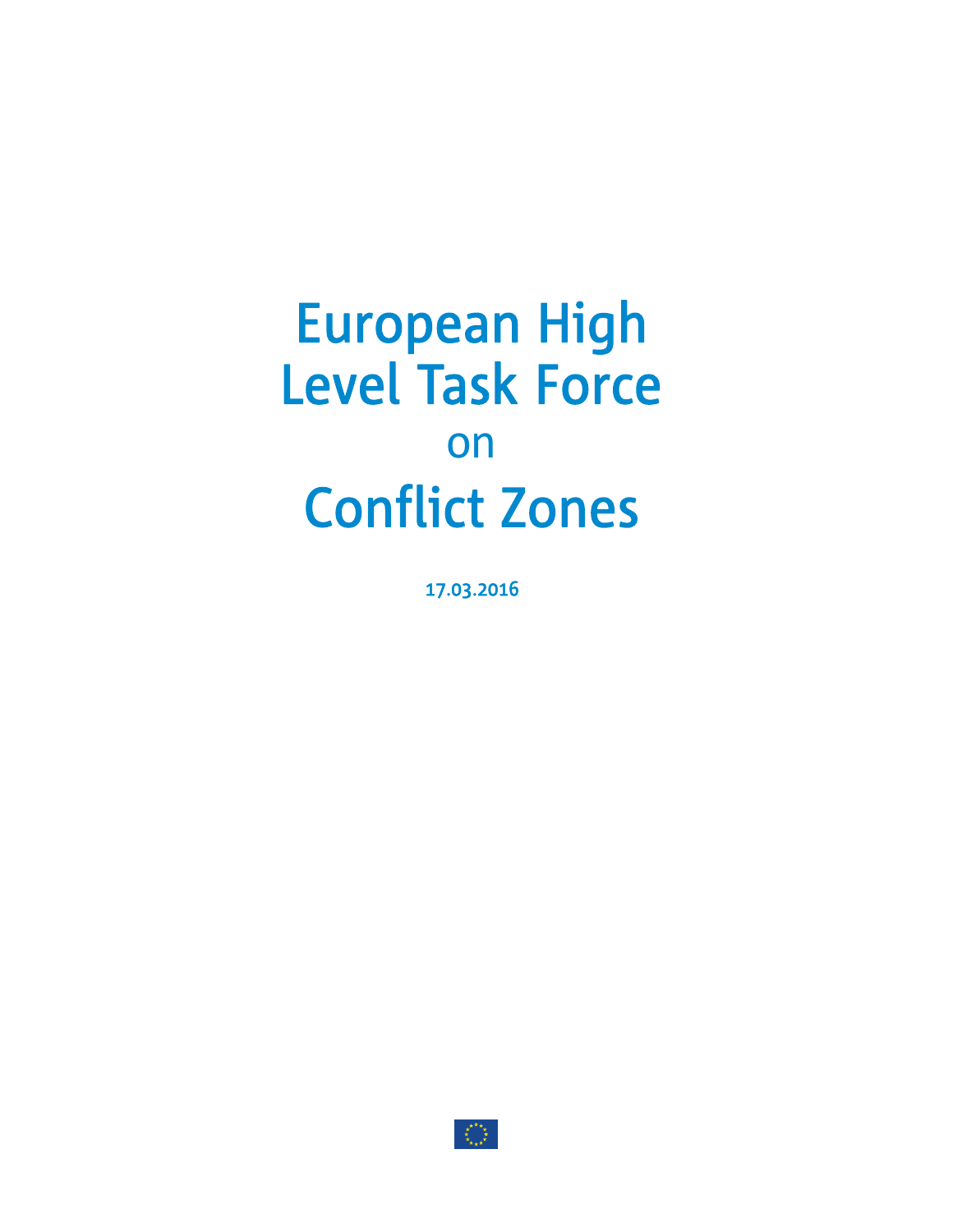# European High Level Task Force on Conflict Zones

17.03.2016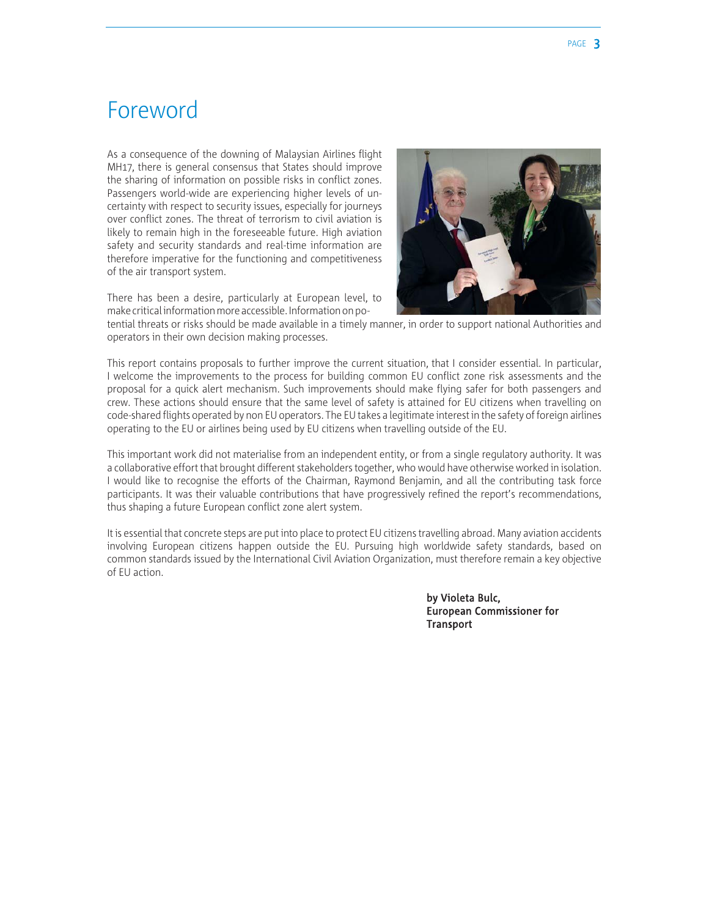# Foreword

As a consequence of the downing of Malaysian Airlines flight MH17, there is general consensus that States should improve the sharing of information on possible risks in conflict zones. Passengers world-wide are experiencing higher levels of uncertainty with respect to security issues, especially for journeys over conflict zones. The threat of terrorism to civil aviation is likely to remain high in the foreseeable future. High aviation safety and security standards and real-time information are therefore imperative for the functioning and competitiveness of the air transport system.

There has been a desire, particularly at European level, to make critical information more accessible. Information on potential threats or risks should be made available in a timely manner, in order to support national Authorities and operators in their own decision making processes.

This report contains proposals to further improve the current situation, that I consider essential. In particular, I welcome the improvements to the process for building common EU conflict zone risk assessments and the proposal for a quick alert mechanism. Such improvements should make flying safer for both passengers and crew. These actions should ensure that the same level of safety is attained for EU citizens when travelling on code-shared flights operated by non EU operators. The EU takes a legitimate interest in the safety of foreign airlines operating to the EU or airlines being used by EU citizens when travelling outside of the EU.

This important work did not materialise from an independent entity, or from a single regulatory authority. It was a collaborative effort that brought different stakeholders together, who would have otherwise worked in isolation. I would like to recognise the efforts of the Chairman, Raymond Benjamin, and all the contributing task force participants. It was their valuable contributions that have progressively refined the report's recommendations, thus shaping a future European conflict zone alert system.

It is essential that concrete steps are put into place to protect EU citizens travelling abroad. Many aviation accidents involving European citizens happen outside the EU. Pursuing high worldwide safety standards, based on common standards issued by the International Civil Aviation Organization, must therefore remain a key objective of EU action.

**by Violeta Bulc,**
**European Commissioner for Transport**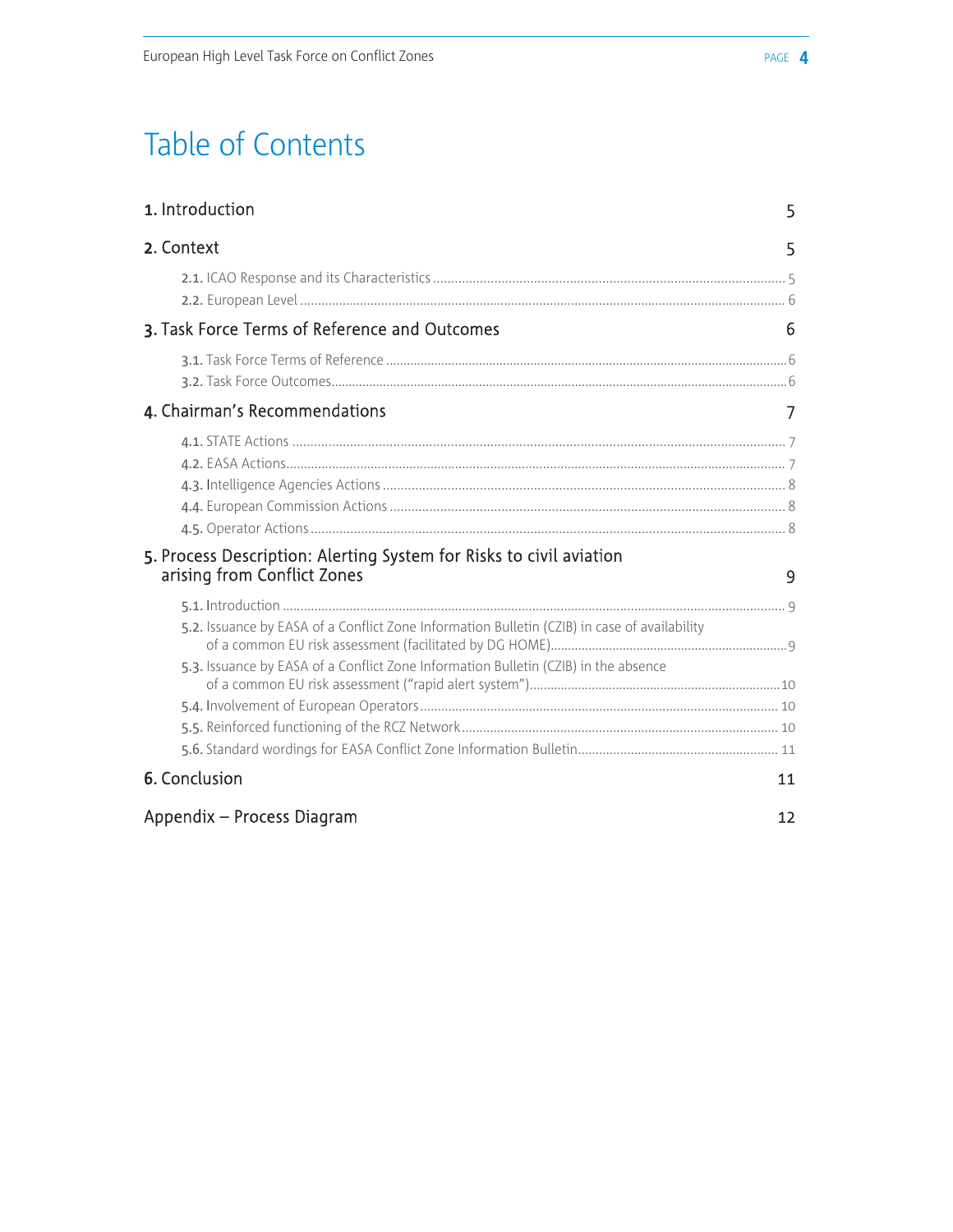# Table of Contents

**1. Introduction** 5

**2. Context** 5

- 2.1. ICAO Response and its Characteristics ... 5
- 2.2. European Level ... 6

**3. Task Force Terms of Reference and Outcomes** 6

- 3.1. Task Force Terms of Reference ... 6
- 3.2. Task Force Outcomes ... 6

**4. Chairman's Recommendations** 7

- 4.1. STATE Actions ... 7
- 4.2. EASA Actions ... 7
- 4.3. Intelligence Agencies Actions ... 8
- 4.4. European Commission Actions ... 8
- 4.5. Operator Actions ... 8

**5. Process Description: Alerting System for Risks to civil aviation arising from Conflict Zones** 9

- 5.1. Introduction ... 9
- 5.2. Issuance by EASA of a Conflict Zone Information Bulletin (CZIB) in case of availability of a common EU risk assessment (facilitated by DG HOME) ... 9
- 5.3. Issuance by EASA of a Conflict Zone Information Bulletin (CZIB) in the absence of a common EU risk assessment ("rapid alert system") ... 10
- 5.4. Involvement of European Operators ... 10
- 5.5. Reinforced functioning of the RCZ Network ... 10
- 5.6. Standard wordings for EASA Conflict Zone Information Bulletin ... 11

**6. Conclusion** 11

**Appendix – Process Diagram** 12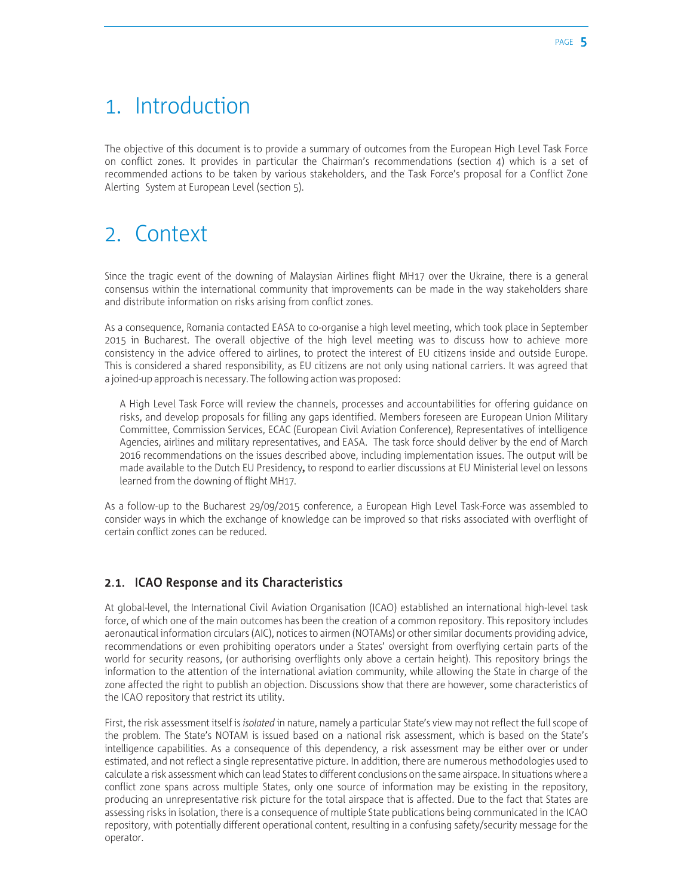# 1. Introduction

The objective of this document is to provide a summary of outcomes from the European High Level Task Force on conflict zones. It provides in particular the Chairman's recommendations (section 4) which is a set of recommended actions to be taken by various stakeholders, and the Task Force's proposal for a Conflict Zone Alerting System at European Level (section 5).

# 2. Context

Since the tragic event of the downing of Malaysian Airlines flight MH17 over the Ukraine, there is a general consensus within the international community that improvements can be made in the way stakeholders share and distribute information on risks arising from conflict zones.

As a consequence, Romania contacted EASA to co-organise a high level meeting, which took place in September 2015 in Bucharest. The overall objective of the high level meeting was to discuss how to achieve more consistency in the advice offered to airlines, to protect the interest of EU citizens inside and outside Europe. This is considered a shared responsibility, as EU citizens are not only using national carriers. It was agreed that a joined-up approach is necessary. The following action was proposed:

> A High Level Task Force will review the channels, processes and accountabilities for offering guidance on risks, and develop proposals for filling any gaps identified. Members foreseen are European Union Military Committee, Commission Services, ECAC (European Civil Aviation Conference), Representatives of intelligence Agencies, airlines and military representatives, and EASA. The task force should deliver by the end of March 2016 recommendations on the issues described above, including implementation issues. The output will be made available to the Dutch EU Presidency**,** to respond to earlier discussions at EU Ministerial level on lessons learned from the downing of flight MH17.

As a follow-up to the Bucharest 29/09/2015 conference, a European High Level Task-Force was assembled to consider ways in which the exchange of knowledge can be improved so that risks associated with overflight of certain conflict zones can be reduced.

## 2.1. ICAO Response and its Characteristics

At global-level, the International Civil Aviation Organisation (ICAO) established an international high-level task force, of which one of the main outcomes has been the creation of a common repository. This repository includes aeronautical information circulars (AIC), notices to airmen (NOTAMs) or other similar documents providing advice, recommendations or even prohibiting operators under a States' oversight from overflying certain parts of the world for security reasons, (or authorising overflights only above a certain height). This repository brings the information to the attention of the international aviation community, while allowing the State in charge of the zone affected the right to publish an objection. Discussions show that there are however, some characteristics of the ICAO repository that restrict its utility.

First, the risk assessment itself is *isolated* in nature, namely a particular State's view may not reflect the full scope of the problem. The State's NOTAM is issued based on a national risk assessment, which is based on the State's intelligence capabilities. As a consequence of this dependency, a risk assessment may be either over or under estimated, and not reflect a single representative picture. In addition, there are numerous methodologies used to calculate a risk assessment which can lead States to different conclusions on the same airspace. In situations where a conflict zone spans across multiple States, only one source of information may be existing in the repository, producing an unrepresentative risk picture for the total airspace that is affected. Due to the fact that States are assessing risks in isolation, there is a consequence of multiple State publications being communicated in the ICAO repository, with potentially different operational content, resulting in a confusing safety/security message for the operator.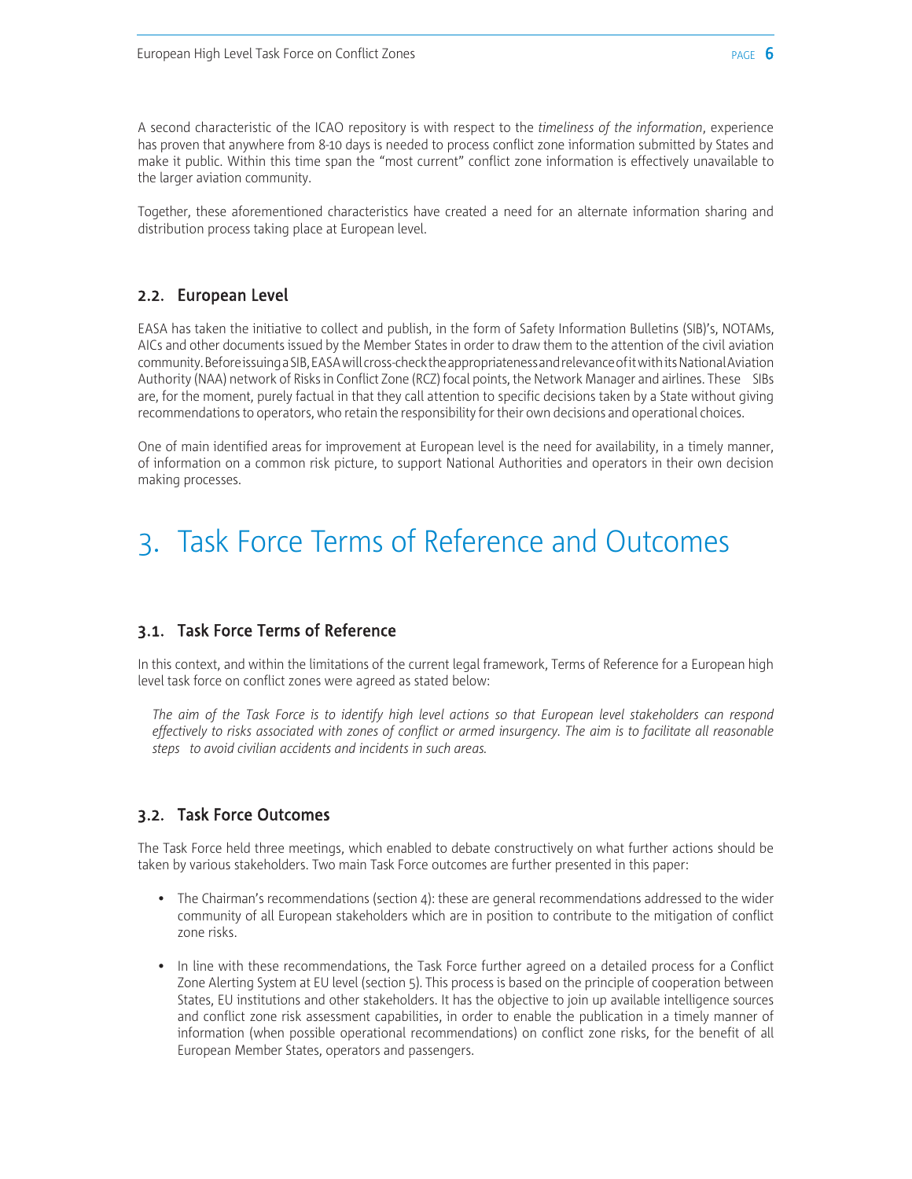A second characteristic of the ICAO repository is with respect to the *timeliness of the information*, experience has proven that anywhere from 8-10 days is needed to process conflict zone information submitted by States and make it public. Within this time span the "most current" conflict zone information is effectively unavailable to the larger aviation community.

Together, these aforementioned characteristics have created a need for an alternate information sharing and distribution process taking place at European level.

### 2.2. European Level

EASA has taken the initiative to collect and publish, in the form of Safety Information Bulletins (SIB)'s, NOTAMs, AICs and other documents issued by the Member States in order to draw them to the attention of the civil aviation community. Before issuing a SIB, EASA will cross-check the appropriateness and relevance of it with its National Aviation Authority (NAA) network of Risks in Conflict Zone (RCZ) focal points, the Network Manager and airlines. These SIBs are, for the moment, purely factual in that they call attention to specific decisions taken by a State without giving recommendations to operators, who retain the responsibility for their own decisions and operational choices.

One of main identified areas for improvement at European level is the need for availability, in a timely manner, of information on a common risk picture, to support National Authorities and operators in their own decision making processes.

## 3. Task Force Terms of Reference and Outcomes

### 3.1. Task Force Terms of Reference

In this context, and within the limitations of the current legal framework, Terms of Reference for a European high level task force on conflict zones were agreed as stated below:

*The aim of the Task Force is to identify high level actions so that European level stakeholders can respond effectively to risks associated with zones of conflict or armed insurgency. The aim is to facilitate all reasonable steps to avoid civilian accidents and incidents in such areas.*

### 3.2. Task Force Outcomes

The Task Force held three meetings, which enabled to debate constructively on what further actions should be taken by various stakeholders. Two main Task Force outcomes are further presented in this paper:

- The Chairman's recommendations (section 4): these are general recommendations addressed to the wider community of all European stakeholders which are in position to contribute to the mitigation of conflict zone risks.
- In line with these recommendations, the Task Force further agreed on a detailed process for a Conflict Zone Alerting System at EU level (section 5). This process is based on the principle of cooperation between States, EU institutions and other stakeholders. It has the objective to join up available intelligence sources and conflict zone risk assessment capabilities, in order to enable the publication in a timely manner of information (when possible operational recommendations) on conflict zone risks, for the benefit of all European Member States, operators and passengers.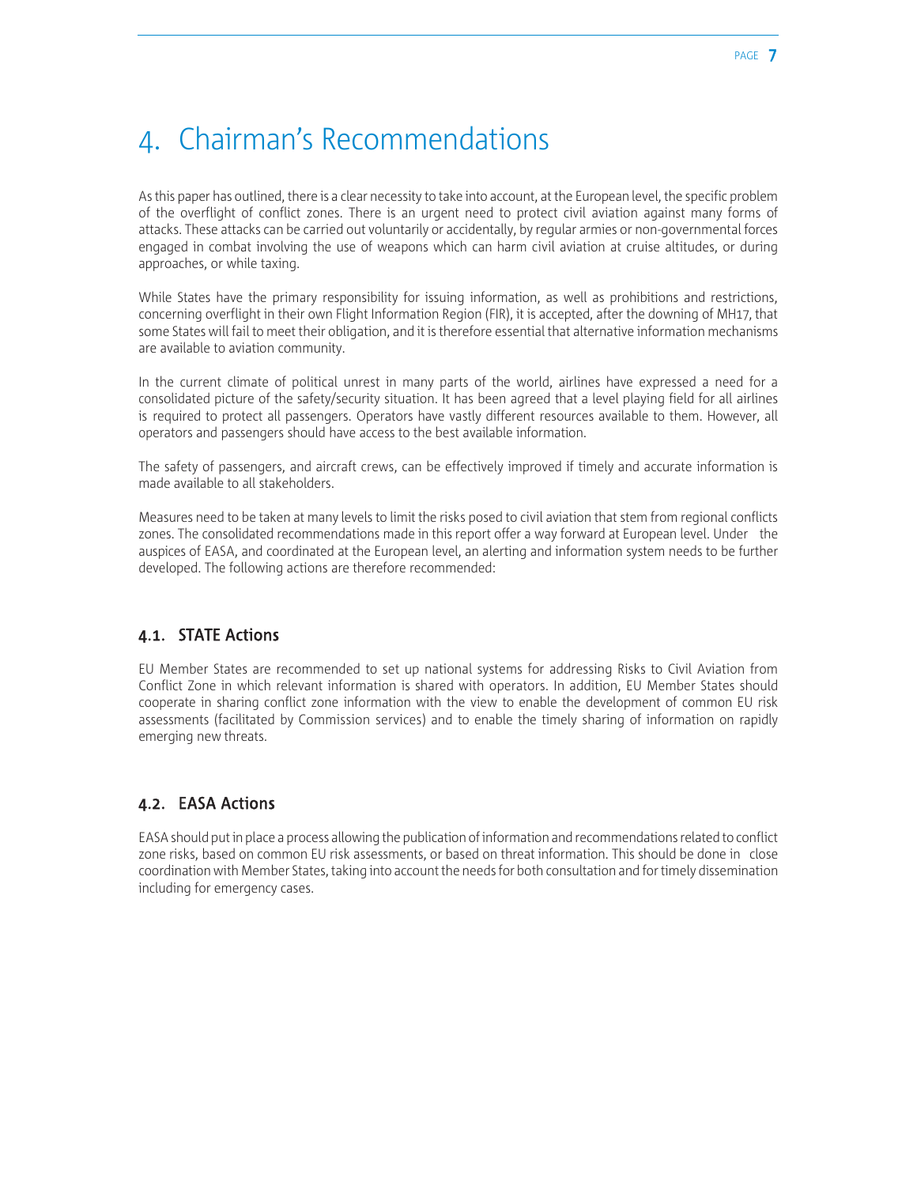# 4. Chairman's Recommendations

As this paper has outlined, there is a clear necessity to take into account, at the European level, the specific problem of the overflight of conflict zones. There is an urgent need to protect civil aviation against many forms of attacks. These attacks can be carried out voluntarily or accidentally, by regular armies or non-governmental forces engaged in combat involving the use of weapons which can harm civil aviation at cruise altitudes, or during approaches, or while taxing.

While States have the primary responsibility for issuing information, as well as prohibitions and restrictions, concerning overflight in their own Flight Information Region (FIR), it is accepted, after the downing of MH17, that some States will fail to meet their obligation, and it is therefore essential that alternative information mechanisms are available to aviation community.

In the current climate of political unrest in many parts of the world, airlines have expressed a need for a consolidated picture of the safety/security situation. It has been agreed that a level playing field for all airlines is required to protect all passengers. Operators have vastly different resources available to them. However, all operators and passengers should have access to the best available information.

The safety of passengers, and aircraft crews, can be effectively improved if timely and accurate information is made available to all stakeholders.

Measures need to be taken at many levels to limit the risks posed to civil aviation that stem from regional conflicts zones. The consolidated recommendations made in this report offer a way forward at European level. Under the auspices of EASA, and coordinated at the European level, an alerting and information system needs to be further developed. The following actions are therefore recommended:

## 4.1. STATE Actions

EU Member States are recommended to set up national systems for addressing Risks to Civil Aviation from Conflict Zone in which relevant information is shared with operators. In addition, EU Member States should cooperate in sharing conflict zone information with the view to enable the development of common EU risk assessments (facilitated by Commission services) and to enable the timely sharing of information on rapidly emerging new threats.

## 4.2. EASA Actions

EASA should put in place a process allowing the publication of information and recommendations related to conflict zone risks, based on common EU risk assessments, or based on threat information. This should be done in close coordination with Member States, taking into account the needs for both consultation and for timely dissemination including for emergency cases.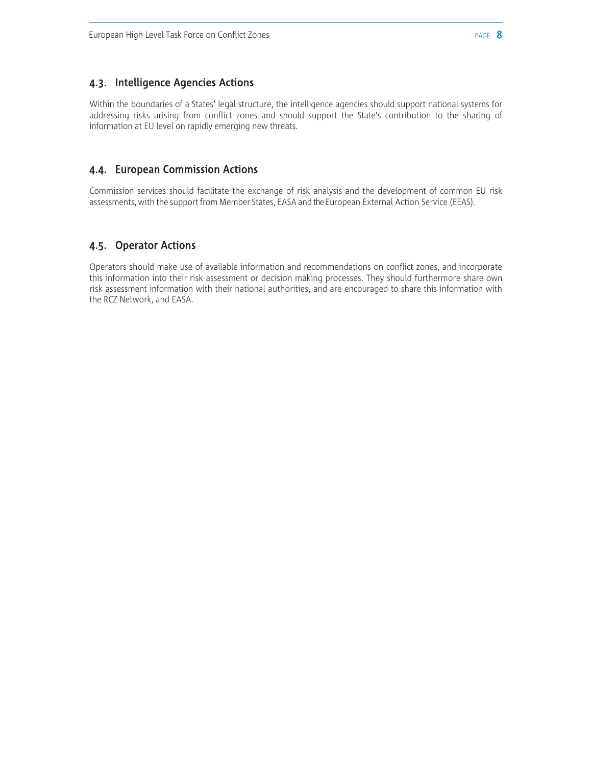## 4.3. Intelligence Agencies Actions

Within the boundaries of a States' legal structure, the intelligence agencies should support national systems for addressing risks arising from conflict zones and should support the State's contribution to the sharing of information at EU level on rapidly emerging new threats.

## 4.4. European Commission Actions

Commission services should facilitate the exchange of risk analysis and the development of common EU risk assessments, with the support from Member States, EASA and the European External Action Service (EEAS).

## 4.5. Operator Actions

Operators should make use of available information and recommendations on conflict zones, and incorporate this information into their risk assessment or decision making processes. They should furthermore share own risk assessment information with their national authorities, and are encouraged to share this information with the RCZ Network, and EASA.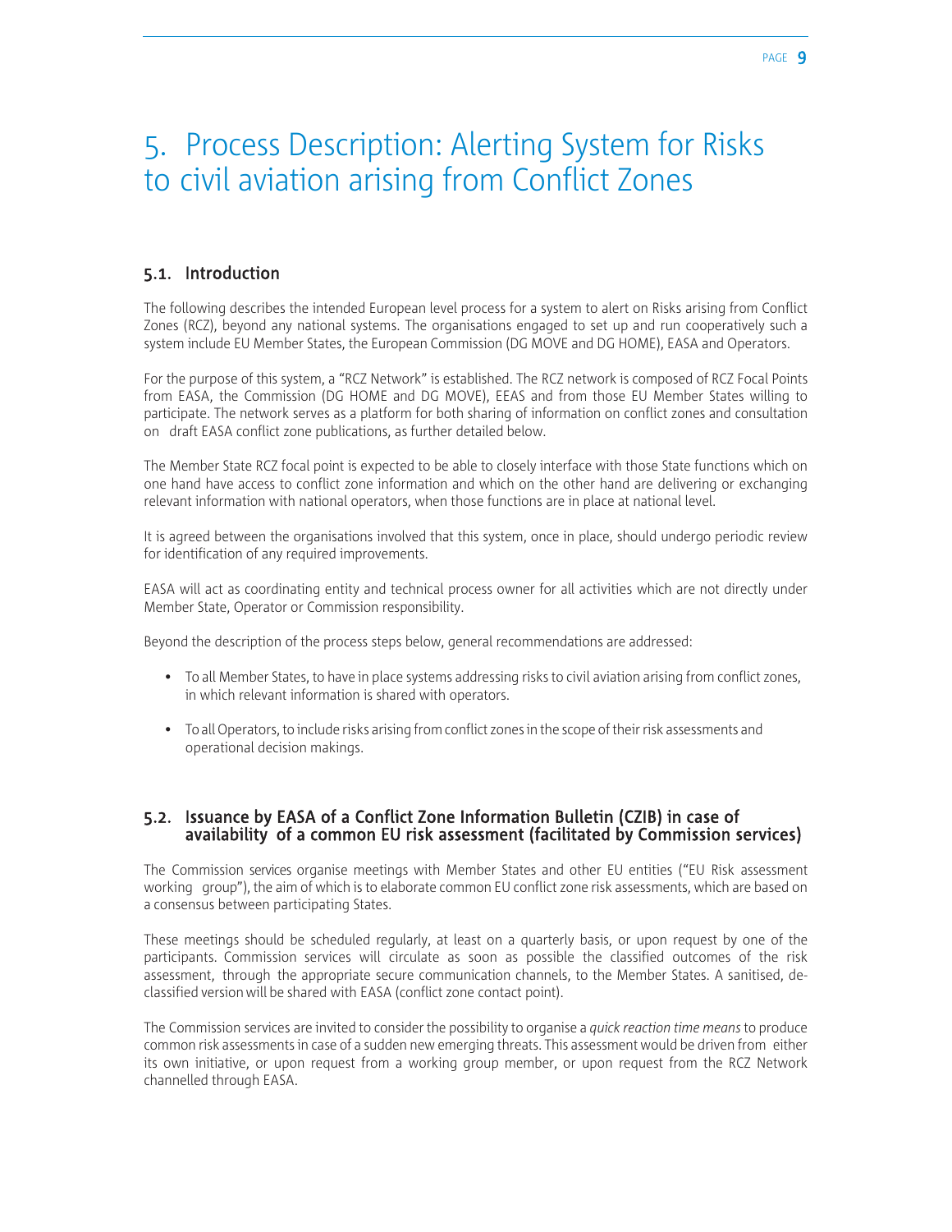# 5. Process Description: Alerting System for Risks to civil aviation arising from Conflict Zones

## 5.1. Introduction

The following describes the intended European level process for a system to alert on Risks arising from Conflict Zones (RCZ), beyond any national systems. The organisations engaged to set up and run cooperatively such a system include EU Member States, the European Commission (DG MOVE and DG HOME), EASA and Operators.

For the purpose of this system, a "RCZ Network" is established. The RCZ network is composed of RCZ Focal Points from EASA, the Commission (DG HOME and DG MOVE), EEAS and from those EU Member States willing to participate. The network serves as a platform for both sharing of information on conflict zones and consultation on draft EASA conflict zone publications, as further detailed below.

The Member State RCZ focal point is expected to be able to closely interface with those State functions which on one hand have access to conflict zone information and which on the other hand are delivering or exchanging relevant information with national operators, when those functions are in place at national level.

It is agreed between the organisations involved that this system, once in place, should undergo periodic review for identification of any required improvements.

EASA will act as coordinating entity and technical process owner for all activities which are not directly under Member State, Operator or Commission responsibility.

Beyond the description of the process steps below, general recommendations are addressed:

- To all Member States, to have in place systems addressing risks to civil aviation arising from conflict zones, in which relevant information is shared with operators.
- To all Operators, to include risks arising from conflict zones in the scope of their risk assessments and operational decision makings.

## 5.2. Issuance by EASA of a Conflict Zone Information Bulletin (CZIB) in case of availability of a common EU risk assessment (facilitated by Commission services)

The Commission services organise meetings with Member States and other EU entities ("EU Risk assessment working group"), the aim of which is to elaborate common EU conflict zone risk assessments, which are based on a consensus between participating States.

These meetings should be scheduled regularly, at least on a quarterly basis, or upon request by one of the participants. Commission services will circulate as soon as possible the classified outcomes of the risk assessment, through the appropriate secure communication channels, to the Member States. A sanitised, de-classified version will be shared with EASA (conflict zone contact point).

The Commission services are invited to consider the possibility to organise a *quick reaction time means* to produce common risk assessments in case of a sudden new emerging threats. This assessment would be driven from either its own initiative, or upon request from a working group member, or upon request from the RCZ Network channelled through EASA.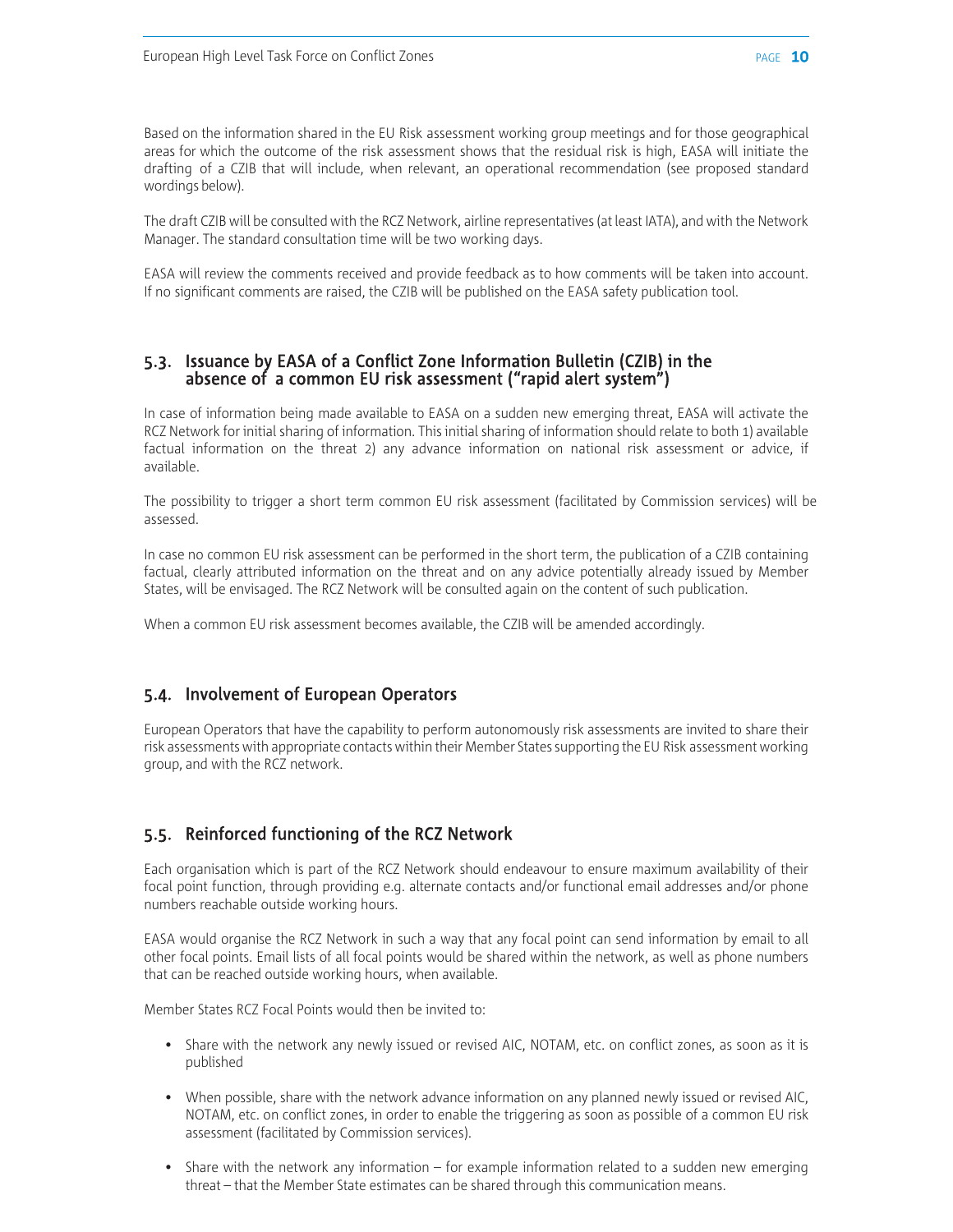Based on the information shared in the EU Risk assessment working group meetings and for those geographical areas for which the outcome of the risk assessment shows that the residual risk is high, EASA will initiate the drafting of a CZIB that will include, when relevant, an operational recommendation (see proposed standard wordings below).

The draft CZIB will be consulted with the RCZ Network, airline representatives (at least IATA), and with the Network Manager. The standard consultation time will be two working days.

EASA will review the comments received and provide feedback as to how comments will be taken into account. If no significant comments are raised, the CZIB will be published on the EASA safety publication tool.

## 5.3. Issuance by EASA of a Conflict Zone Information Bulletin (CZIB) in the absence of a common EU risk assessment ("rapid alert system")

In case of information being made available to EASA on a sudden new emerging threat, EASA will activate the RCZ Network for initial sharing of information. This initial sharing of information should relate to both 1) available factual information on the threat 2) any advance information on national risk assessment or advice, if available.

The possibility to trigger a short term common EU risk assessment (facilitated by Commission services) will be assessed.

In case no common EU risk assessment can be performed in the short term, the publication of a CZIB containing factual, clearly attributed information on the threat and on any advice potentially already issued by Member States, will be envisaged. The RCZ Network will be consulted again on the content of such publication.

When a common EU risk assessment becomes available, the CZIB will be amended accordingly.

## 5.4. Involvement of European Operators

European Operators that have the capability to perform autonomously risk assessments are invited to share their risk assessments with appropriate contacts within their Member States supporting the EU Risk assessment working group, and with the RCZ network.

## 5.5. Reinforced functioning of the RCZ Network

Each organisation which is part of the RCZ Network should endeavour to ensure maximum availability of their focal point function, through providing e.g. alternate contacts and/or functional email addresses and/or phone numbers reachable outside working hours.

EASA would organise the RCZ Network in such a way that any focal point can send information by email to all other focal points. Email lists of all focal points would be shared within the network, as well as phone numbers that can be reached outside working hours, when available.

Member States RCZ Focal Points would then be invited to:

- Share with the network any newly issued or revised AIC, NOTAM, etc. on conflict zones, as soon as it is published
- When possible, share with the network advance information on any planned newly issued or revised AIC, NOTAM, etc. on conflict zones, in order to enable the triggering as soon as possible of a common EU risk assessment (facilitated by Commission services).
- Share with the network any information – for example information related to a sudden new emerging threat – that the Member State estimates can be shared through this communication means.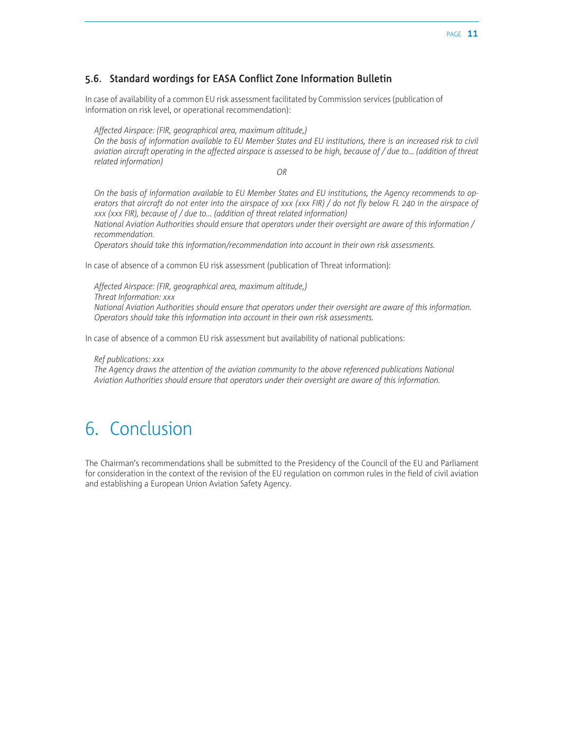### 5.6. Standard wordings for EASA Conflict Zone Information Bulletin

In case of availability of a common EU risk assessment facilitated by Commission services (publication of information on risk level, or operational recommendation):

*Affected Airspace: (FIR, geographical area, maximum altitude,)*
*On the basis of information available to EU Member States and EU institutions, there is an increased risk to civil aviation aircraft operating in the affected airspace is assessed to be high, because of / due to… (addition of threat related information)*

*OR*

*On the basis of information available to EU Member States and EU institutions, the Agency recommends to operators that aircraft do not enter into the airspace of xxx (xxx FIR) / do not fly below FL 240 in the airspace of xxx (xxx FIR), because of / due to… (addition of threat related information)*
*National Aviation Authorities should ensure that operators under their oversight are aware of this information / recommendation.*
*Operators should take this information/recommendation into account in their own risk assessments.*

In case of absence of a common EU risk assessment (publication of Threat information):

*Affected Airspace: (FIR, geographical area, maximum altitude,)*
*Threat Information: xxx*
*National Aviation Authorities should ensure that operators under their oversight are aware of this information.*
*Operators should take this information into account in their own risk assessments.*

In case of absence of a common EU risk assessment but availability of national publications:

*Ref publications: xxx*
*The Agency draws the attention of the aviation community to the above referenced publications National Aviation Authorities should ensure that operators under their oversight are aware of this information.*

# 6. Conclusion

The Chairman's recommendations shall be submitted to the Presidency of the Council of the EU and Parliament for consideration in the context of the revision of the EU regulation on common rules in the field of civil aviation and establishing a European Union Aviation Safety Agency.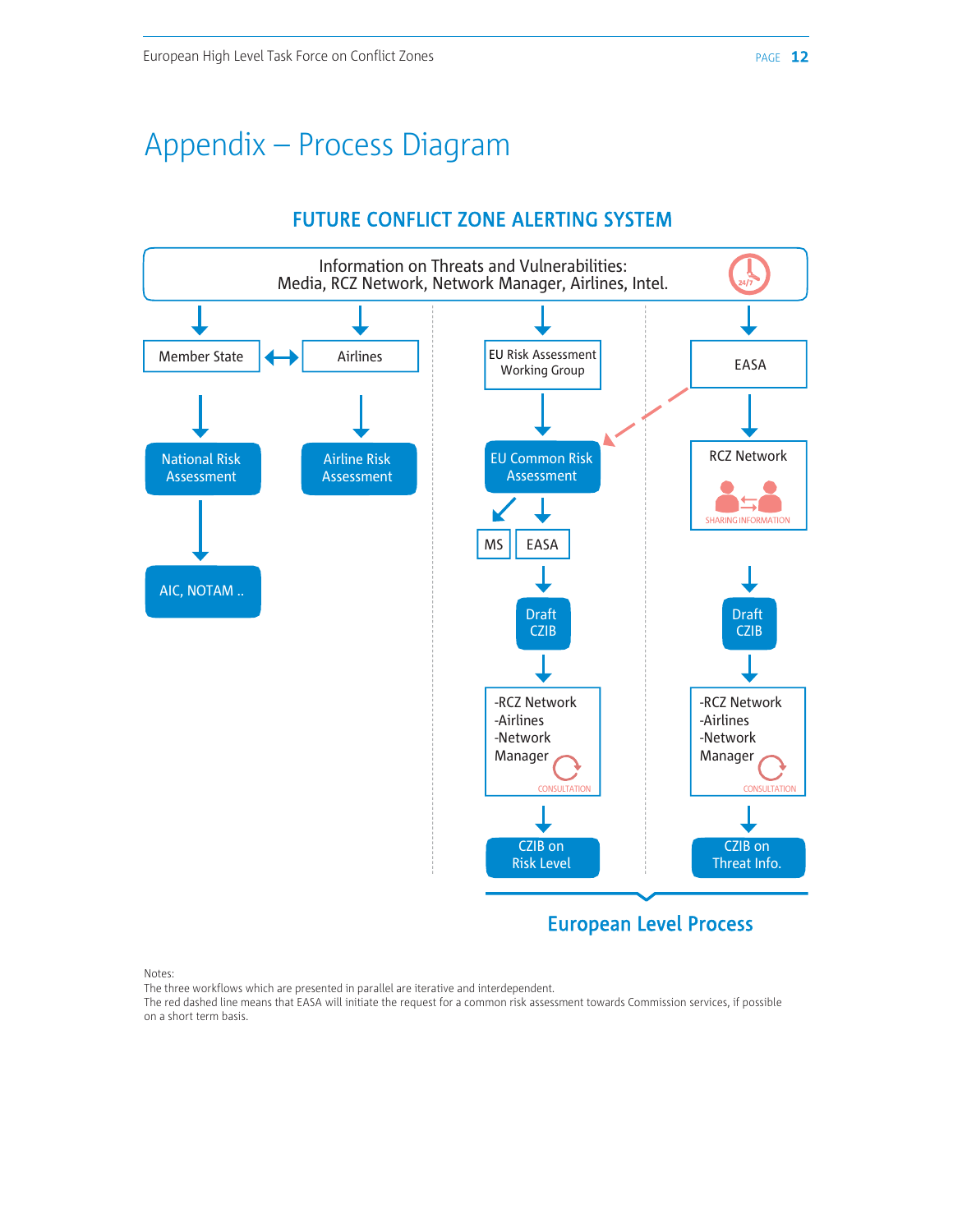# Appendix – Process Diagram

## FUTURE CONFLICT ZONE ALERTING SYSTEM

Information on Threats and Vulnerabilities:
Media, RCZ Network, Network Manager, Airlines, Intel.

24/7

Member State

Airlines

National Risk Assessment

Airline Risk Assessment

AIC, NOTAM ..

EU Risk Assessment Working Group

EU Common Risk Assessment

MS

EASA

Draft CZIB

-RCZ Network
-Airlines
-Network Manager

CONSULTATION

CZIB on Risk Level

EASA

RCZ Network

SHARING INFORMATION

Draft CZIB

-RCZ Network
-Airlines
-Network Manager

CONSULTATION

CZIB on Threat Info.

European Level Process

Notes:
The three workflows which are presented in parallel are iterative and interdependent.
The red dashed line means that EASA will initiate the request for a common risk assessment towards Commission services, if possible on a short term basis.